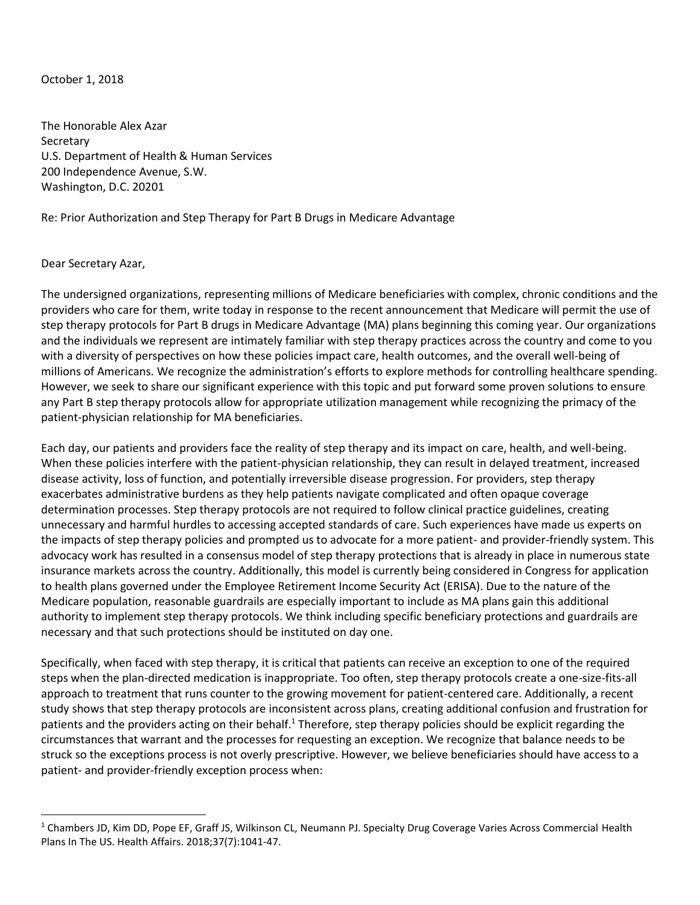October 1, 2018

The Honorable Alex Azar
Secretary
U.S. Department of Health & Human Services
200 Independence Avenue, S.W.
Washington, D.C. 20201

Re: Prior Authorization and Step Therapy for Part B Drugs in Medicare Advantage

Dear Secretary Azar,

The undersigned organizations, representing millions of Medicare beneficiaries with complex, chronic conditions and the providers who care for them, write today in response to the recent announcement that Medicare will permit the use of step therapy protocols for Part B drugs in Medicare Advantage (MA) plans beginning this coming year. Our organizations and the individuals we represent are intimately familiar with step therapy practices across the country and come to you with a diversity of perspectives on how these policies impact care, health outcomes, and the overall well-being of millions of Americans. We recognize the administration's efforts to explore methods for controlling healthcare spending. However, we seek to share our significant experience with this topic and put forward some proven solutions to ensure any Part B step therapy protocols allow for appropriate utilization management while recognizing the primacy of the patient-physician relationship for MA beneficiaries.

Each day, our patients and providers face the reality of step therapy and its impact on care, health, and well-being. When these policies interfere with the patient-physician relationship, they can result in delayed treatment, increased disease activity, loss of function, and potentially irreversible disease progression. For providers, step therapy exacerbates administrative burdens as they help patients navigate complicated and often opaque coverage determination processes. Step therapy protocols are not required to follow clinical practice guidelines, creating unnecessary and harmful hurdles to accessing accepted standards of care. Such experiences have made us experts on the impacts of step therapy policies and prompted us to advocate for a more patient- and provider-friendly system. This advocacy work has resulted in a consensus model of step therapy protections that is already in place in numerous state insurance markets across the country. Additionally, this model is currently being considered in Congress for application to health plans governed under the Employee Retirement Income Security Act (ERISA). Due to the nature of the Medicare population, reasonable guardrails are especially important to include as MA plans gain this additional authority to implement step therapy protocols. We think including specific beneficiary protections and guardrails are necessary and that such protections should be instituted on day one.

Specifically, when faced with step therapy, it is critical that patients can receive an exception to one of the required steps when the plan-directed medication is inappropriate. Too often, step therapy protocols create a one-size-fits-all approach to treatment that runs counter to the growing movement for patient-centered care. Additionally, a recent study shows that step therapy protocols are inconsistent across plans, creating additional confusion and frustration for patients and the providers acting on their behalf.[1] Therefore, step therapy policies should be explicit regarding the circumstances that warrant and the processes for requesting an exception. We recognize that balance needs to be struck so the exceptions process is not overly prescriptive. However, we believe beneficiaries should have access to a patient- and provider-friendly exception process when:

[1] Chambers JD, Kim DD, Pope EF, Graff JS, Wilkinson CL, Neumann PJ. Specialty Drug Coverage Varies Across Commercial Health Plans In The US. Health Affairs. 2018;37(7):1041-47.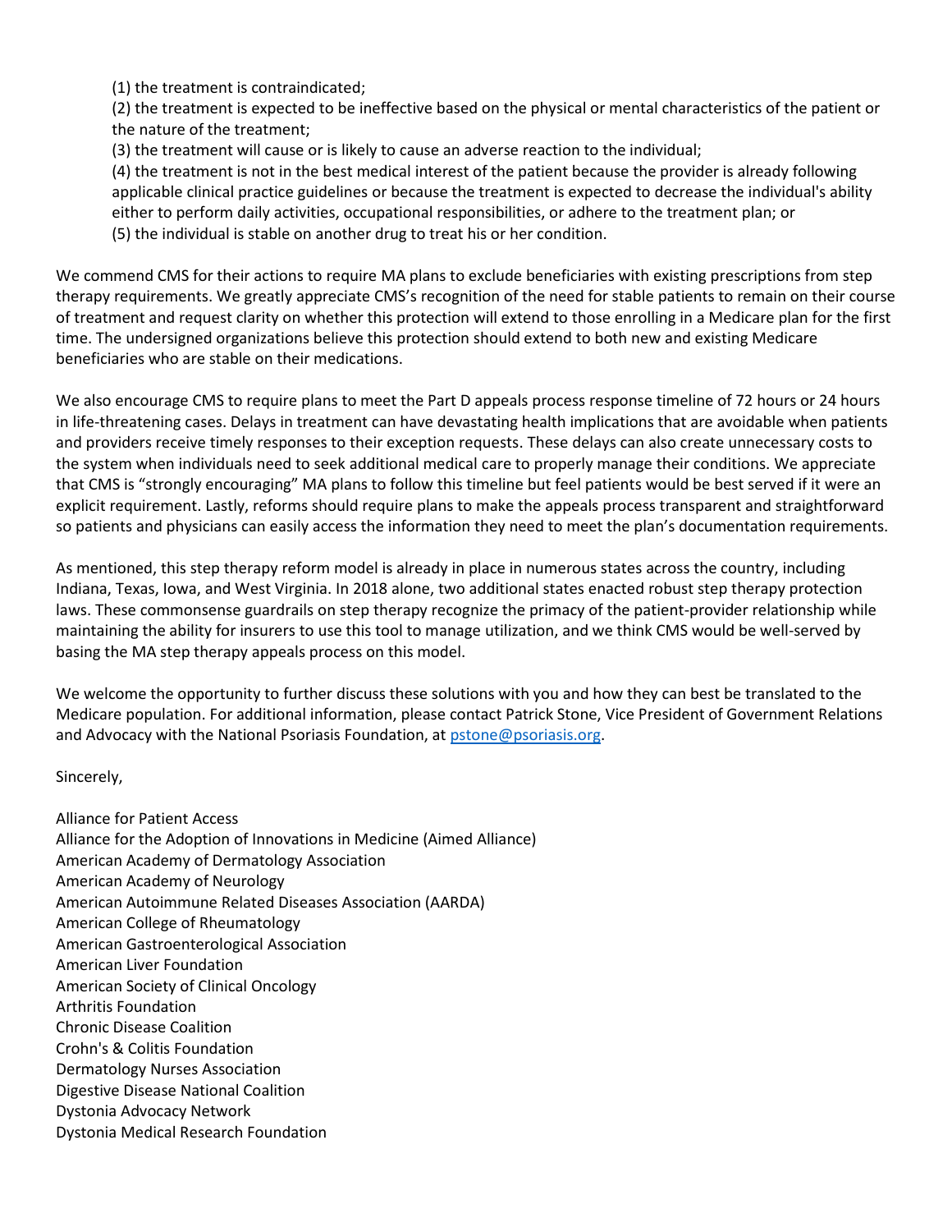(1) the treatment is contraindicated;
(2) the treatment is expected to be ineffective based on the physical or mental characteristics of the patient or the nature of the treatment;
(3) the treatment will cause or is likely to cause an adverse reaction to the individual;
(4) the treatment is not in the best medical interest of the patient because the provider is already following applicable clinical practice guidelines or because the treatment is expected to decrease the individual's ability either to perform daily activities, occupational responsibilities, or adhere to the treatment plan; or
(5) the individual is stable on another drug to treat his or her condition.

We commend CMS for their actions to require MA plans to exclude beneficiaries with existing prescriptions from step therapy requirements. We greatly appreciate CMS's recognition of the need for stable patients to remain on their course of treatment and request clarity on whether this protection will extend to those enrolling in a Medicare plan for the first time. The undersigned organizations believe this protection should extend to both new and existing Medicare beneficiaries who are stable on their medications.

We also encourage CMS to require plans to meet the Part D appeals process response timeline of 72 hours or 24 hours in life-threatening cases. Delays in treatment can have devastating health implications that are avoidable when patients and providers receive timely responses to their exception requests. These delays can also create unnecessary costs to the system when individuals need to seek additional medical care to properly manage their conditions. We appreciate that CMS is "strongly encouraging" MA plans to follow this timeline but feel patients would be best served if it were an explicit requirement. Lastly, reforms should require plans to make the appeals process transparent and straightforward so patients and physicians can easily access the information they need to meet the plan's documentation requirements.

As mentioned, this step therapy reform model is already in place in numerous states across the country, including Indiana, Texas, Iowa, and West Virginia. In 2018 alone, two additional states enacted robust step therapy protection laws. These commonsense guardrails on step therapy recognize the primacy of the patient-provider relationship while maintaining the ability for insurers to use this tool to manage utilization, and we think CMS would be well-served by basing the MA step therapy appeals process on this model.

We welcome the opportunity to further discuss these solutions with you and how they can best be translated to the Medicare population. For additional information, please contact Patrick Stone, Vice President of Government Relations and Advocacy with the National Psoriasis Foundation, at pstone@psoriasis.org.

Sincerely,

Alliance for Patient Access
Alliance for the Adoption of Innovations in Medicine (Aimed Alliance)
American Academy of Dermatology Association
American Academy of Neurology
American Autoimmune Related Diseases Association (AARDA)
American College of Rheumatology
American Gastroenterological Association
American Liver Foundation
American Society of Clinical Oncology
Arthritis Foundation
Chronic Disease Coalition
Crohn's & Colitis Foundation
Dermatology Nurses Association
Digestive Disease National Coalition
Dystonia Advocacy Network
Dystonia Medical Research Foundation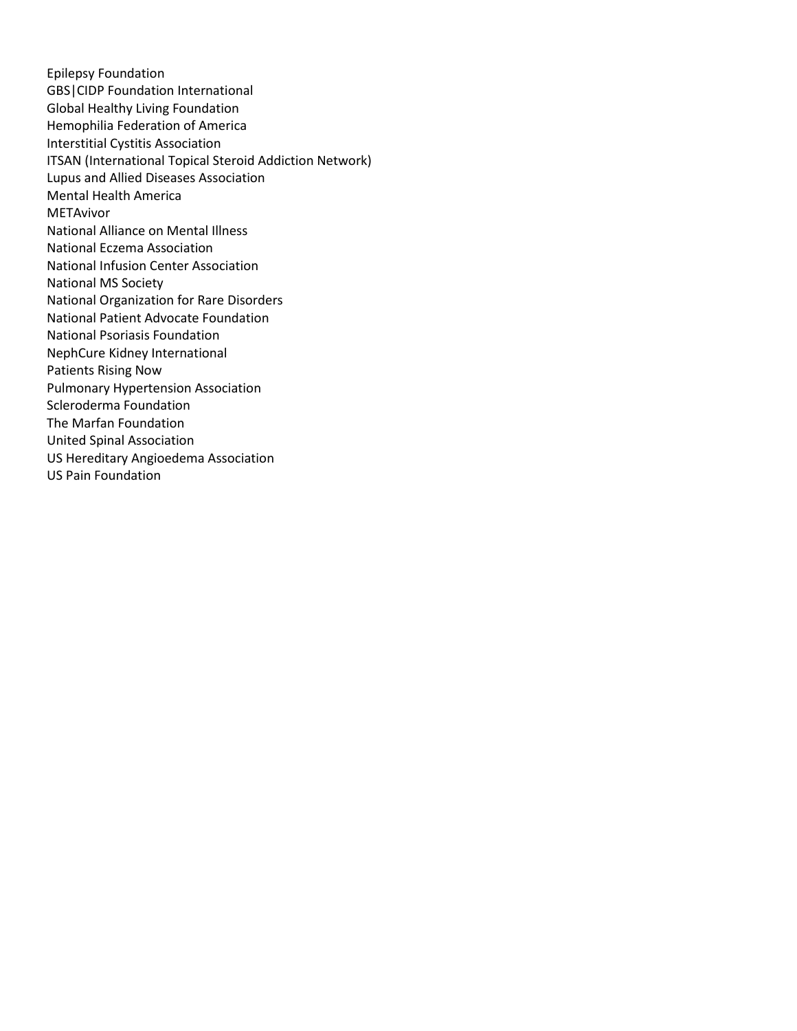Epilepsy Foundation
GBS|CIDP Foundation International
Global Healthy Living Foundation
Hemophilia Federation of America
Interstitial Cystitis Association
ITSAN (International Topical Steroid Addiction Network)
Lupus and Allied Diseases Association
Mental Health America
METAvivor
National Alliance on Mental Illness
National Eczema Association
National Infusion Center Association
National MS Society
National Organization for Rare Disorders
National Patient Advocate Foundation
National Psoriasis Foundation
NephCure Kidney International
Patients Rising Now
Pulmonary Hypertension Association
Scleroderma Foundation
The Marfan Foundation
United Spinal Association
US Hereditary Angioedema Association
US Pain Foundation